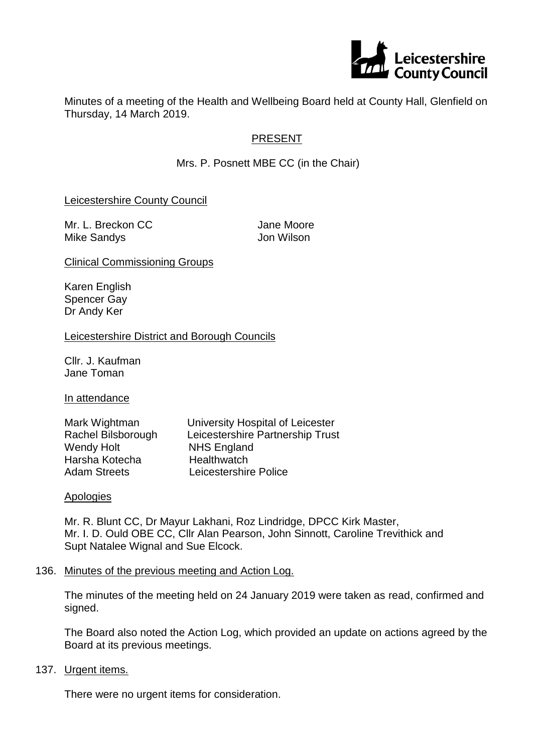Leicestershire County Council

Minutes of a meeting of the Health and Wellbeing Board held at County Hall, Glenfield on Thursday, 14 March 2019.

## PRESENT

Mrs. P. Posnett MBE CC (in the Chair)

Leicestershire County Council

| | |
|---|---|
| Mr. L. Breckon CC | Jane Moore |
| Mike Sandys | Jon Wilson |

Clinical Commissioning Groups

Karen English
Spencer Gay
Dr Andy Ker

Leicestershire District and Borough Councils

Cllr. J. Kaufman
Jane Toman

In attendance

| | |
|---|---|
| Mark Wightman | University Hospital of Leicester |
| Rachel Bilsborough | Leicestershire Partnership Trust |
| Wendy Holt | NHS England |
| Harsha Kotecha | Healthwatch |
| Adam Streets | Leicestershire Police |

Apologies

Mr. R. Blunt CC, Dr Mayur Lakhani, Roz Lindridge, DPCC Kirk Master, Mr. I. D. Ould OBE CC, Cllr Alan Pearson, John Sinnott, Caroline Trevithick and Supt Natalee Wignal and Sue Elcock.

136. Minutes of the previous meeting and Action Log.

The minutes of the meeting held on 24 January 2019 were taken as read, confirmed and signed.

The Board also noted the Action Log, which provided an update on actions agreed by the Board at its previous meetings.

137. Urgent items.

There were no urgent items for consideration.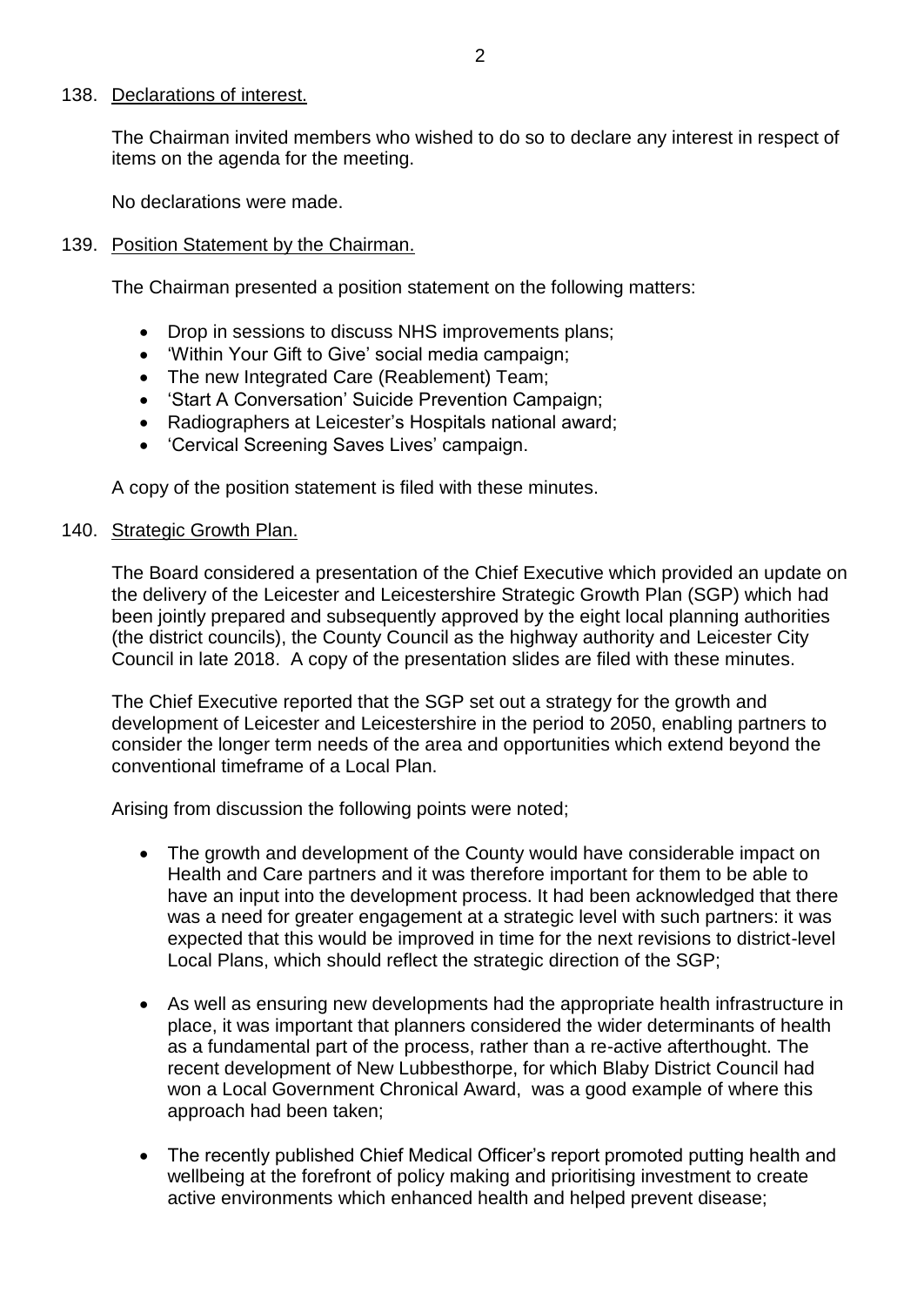## 138. Declarations of interest.

The Chairman invited members who wished to do so to declare any interest in respect of items on the agenda for the meeting.

No declarations were made.

## 139. Position Statement by the Chairman.

The Chairman presented a position statement on the following matters:

- Drop in sessions to discuss NHS improvements plans;
- 'Within Your Gift to Give' social media campaign;
- The new Integrated Care (Reablement) Team;
- 'Start A Conversation' Suicide Prevention Campaign;
- Radiographers at Leicester's Hospitals national award;
- 'Cervical Screening Saves Lives' campaign.

A copy of the position statement is filed with these minutes.

## 140. Strategic Growth Plan.

The Board considered a presentation of the Chief Executive which provided an update on the delivery of the Leicester and Leicestershire Strategic Growth Plan (SGP) which had been jointly prepared and subsequently approved by the eight local planning authorities (the district councils), the County Council as the highway authority and Leicester City Council in late 2018. A copy of the presentation slides are filed with these minutes.

The Chief Executive reported that the SGP set out a strategy for the growth and development of Leicester and Leicestershire in the period to 2050, enabling partners to consider the longer term needs of the area and opportunities which extend beyond the conventional timeframe of a Local Plan.

Arising from discussion the following points were noted;

- The growth and development of the County would have considerable impact on Health and Care partners and it was therefore important for them to be able to have an input into the development process. It had been acknowledged that there was a need for greater engagement at a strategic level with such partners: it was expected that this would be improved in time for the next revisions to district-level Local Plans, which should reflect the strategic direction of the SGP;

- As well as ensuring new developments had the appropriate health infrastructure in place, it was important that planners considered the wider determinants of health as a fundamental part of the process, rather than a re-active afterthought. The recent development of New Lubbesthorpe, for which Blaby District Council had won a Local Government Chronical Award, was a good example of where this approach had been taken;

- The recently published Chief Medical Officer's report promoted putting health and wellbeing at the forefront of policy making and prioritising investment to create active environments which enhanced health and helped prevent disease;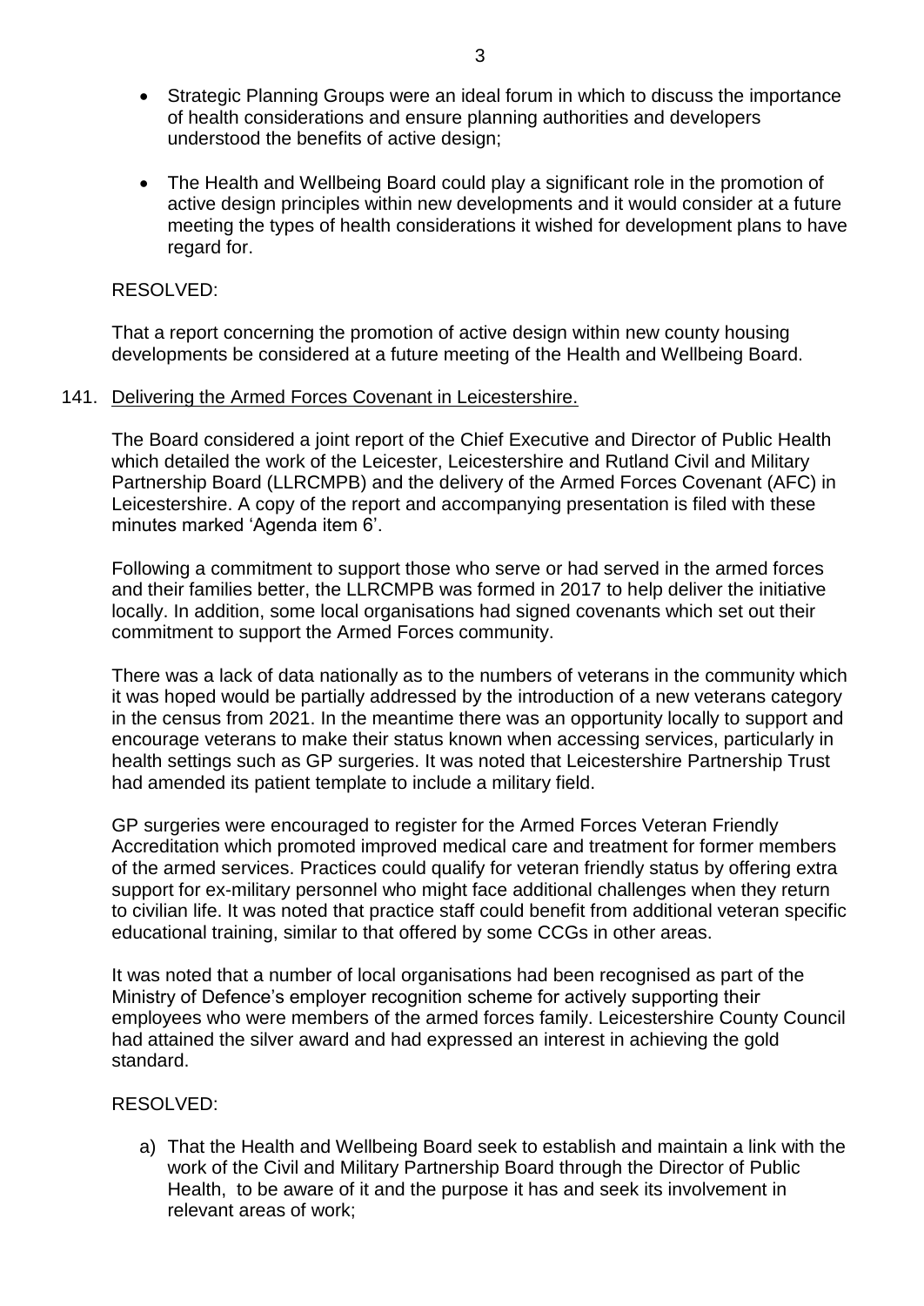- Strategic Planning Groups were an ideal forum in which to discuss the importance of health considerations and ensure planning authorities and developers understood the benefits of active design;

- The Health and Wellbeing Board could play a significant role in the promotion of active design principles within new developments and it would consider at a future meeting the types of health considerations it wished for development plans to have regard for.

RESOLVED:

That a report concerning the promotion of active design within new county housing developments be considered at a future meeting of the Health and Wellbeing Board.

141. Delivering the Armed Forces Covenant in Leicestershire.

The Board considered a joint report of the Chief Executive and Director of Public Health which detailed the work of the Leicester, Leicestershire and Rutland Civil and Military Partnership Board (LLRCMPB) and the delivery of the Armed Forces Covenant (AFC) in Leicestershire. A copy of the report and accompanying presentation is filed with these minutes marked 'Agenda item 6'.

Following a commitment to support those who serve or had served in the armed forces and their families better, the LLRCMPB was formed in 2017 to help deliver the initiative locally. In addition, some local organisations had signed covenants which set out their commitment to support the Armed Forces community.

There was a lack of data nationally as to the numbers of veterans in the community which it was hoped would be partially addressed by the introduction of a new veterans category in the census from 2021. In the meantime there was an opportunity locally to support and encourage veterans to make their status known when accessing services, particularly in health settings such as GP surgeries. It was noted that Leicestershire Partnership Trust had amended its patient template to include a military field.

GP surgeries were encouraged to register for the Armed Forces Veteran Friendly Accreditation which promoted improved medical care and treatment for former members of the armed services. Practices could qualify for veteran friendly status by offering extra support for ex-military personnel who might face additional challenges when they return to civilian life. It was noted that practice staff could benefit from additional veteran specific educational training, similar to that offered by some CCGs in other areas.

It was noted that a number of local organisations had been recognised as part of the Ministry of Defence's employer recognition scheme for actively supporting their employees who were members of the armed forces family. Leicestershire County Council had attained the silver award and had expressed an interest in achieving the gold standard.

RESOLVED:

a) That the Health and Wellbeing Board seek to establish and maintain a link with the work of the Civil and Military Partnership Board through the Director of Public Health, to be aware of it and the purpose it has and seek its involvement in relevant areas of work;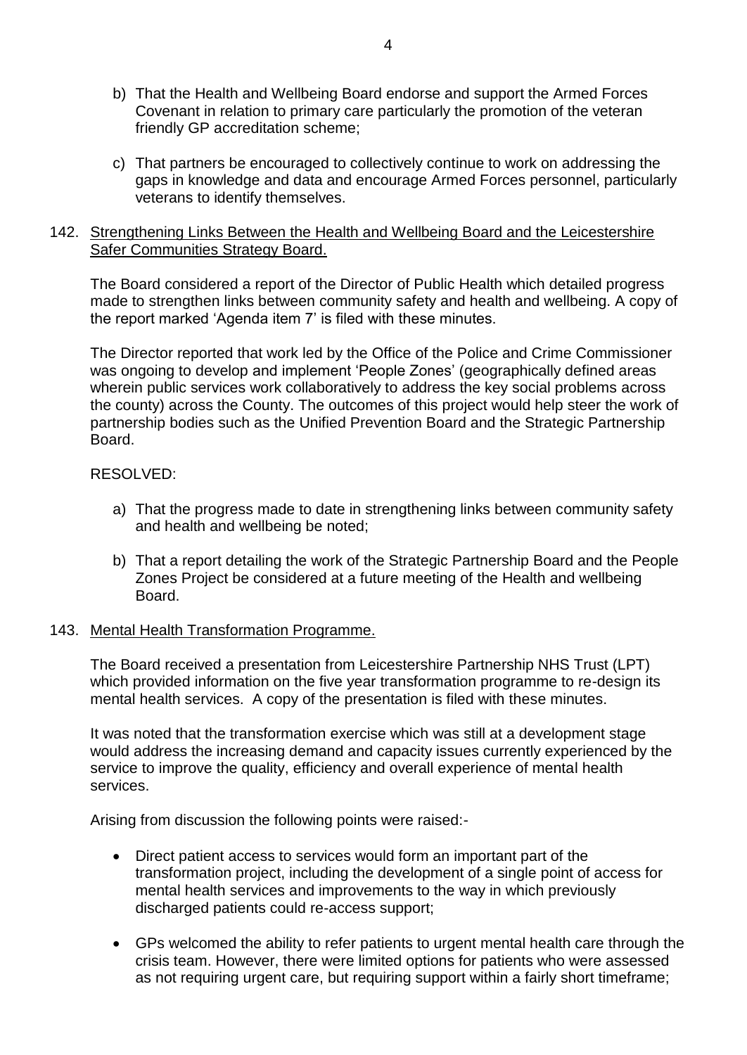b) That the Health and Wellbeing Board endorse and support the Armed Forces Covenant in relation to primary care particularly the promotion of the veteran friendly GP accreditation scheme;

c) That partners be encouraged to collectively continue to work on addressing the gaps in knowledge and data and encourage Armed Forces personnel, particularly veterans to identify themselves.

142. Strengthening Links Between the Health and Wellbeing Board and the Leicestershire Safer Communities Strategy Board.

The Board considered a report of the Director of Public Health which detailed progress made to strengthen links between community safety and health and wellbeing. A copy of the report marked 'Agenda item 7' is filed with these minutes.

The Director reported that work led by the Office of the Police and Crime Commissioner was ongoing to develop and implement 'People Zones' (geographically defined areas wherein public services work collaboratively to address the key social problems across the county) across the County. The outcomes of this project would help steer the work of partnership bodies such as the Unified Prevention Board and the Strategic Partnership Board.

RESOLVED:

a) That the progress made to date in strengthening links between community safety and health and wellbeing be noted;

b) That a report detailing the work of the Strategic Partnership Board and the People Zones Project be considered at a future meeting of the Health and wellbeing Board.

143. Mental Health Transformation Programme.

The Board received a presentation from Leicestershire Partnership NHS Trust (LPT) which provided information on the five year transformation programme to re-design its mental health services. A copy of the presentation is filed with these minutes.

It was noted that the transformation exercise which was still at a development stage would address the increasing demand and capacity issues currently experienced by the service to improve the quality, efficiency and overall experience of mental health services.

Arising from discussion the following points were raised:-

- Direct patient access to services would form an important part of the transformation project, including the development of a single point of access for mental health services and improvements to the way in which previously discharged patients could re-access support;

- GPs welcomed the ability to refer patients to urgent mental health care through the crisis team. However, there were limited options for patients who were assessed as not requiring urgent care, but requiring support within a fairly short timeframe;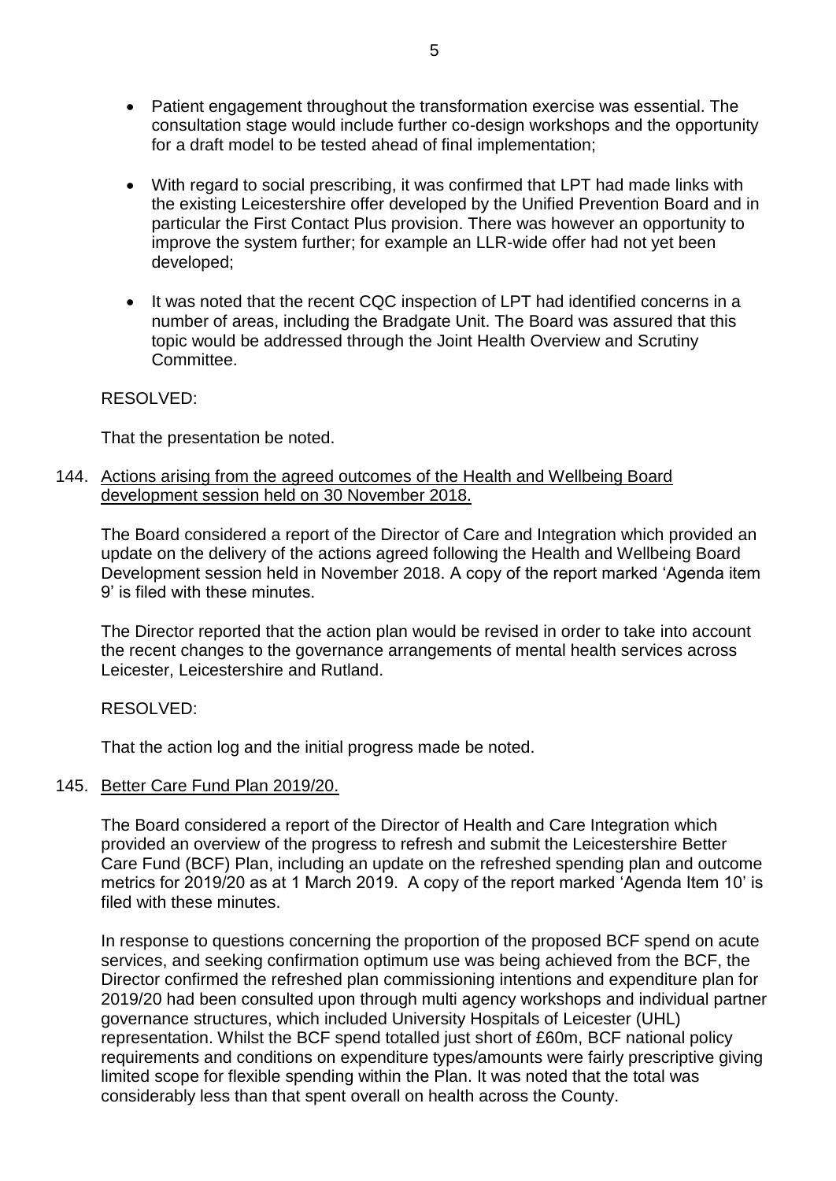- Patient engagement throughout the transformation exercise was essential. The consultation stage would include further co-design workshops and the opportunity for a draft model to be tested ahead of final implementation;

- With regard to social prescribing, it was confirmed that LPT had made links with the existing Leicestershire offer developed by the Unified Prevention Board and in particular the First Contact Plus provision. There was however an opportunity to improve the system further; for example an LLR-wide offer had not yet been developed;

- It was noted that the recent CQC inspection of LPT had identified concerns in a number of areas, including the Bradgate Unit. The Board was assured that this topic would be addressed through the Joint Health Overview and Scrutiny Committee.

RESOLVED:

That the presentation be noted.

144. Actions arising from the agreed outcomes of the Health and Wellbeing Board development session held on 30 November 2018.

The Board considered a report of the Director of Care and Integration which provided an update on the delivery of the actions agreed following the Health and Wellbeing Board Development session held in November 2018. A copy of the report marked 'Agenda item 9' is filed with these minutes.

The Director reported that the action plan would be revised in order to take into account the recent changes to the governance arrangements of mental health services across Leicester, Leicestershire and Rutland.

RESOLVED:

That the action log and the initial progress made be noted.

145. Better Care Fund Plan 2019/20.

The Board considered a report of the Director of Health and Care Integration which provided an overview of the progress to refresh and submit the Leicestershire Better Care Fund (BCF) Plan, including an update on the refreshed spending plan and outcome metrics for 2019/20 as at 1 March 2019. A copy of the report marked 'Agenda Item 10' is filed with these minutes.

In response to questions concerning the proportion of the proposed BCF spend on acute services, and seeking confirmation optimum use was being achieved from the BCF, the Director confirmed the refreshed plan commissioning intentions and expenditure plan for 2019/20 had been consulted upon through multi agency workshops and individual partner governance structures, which included University Hospitals of Leicester (UHL) representation. Whilst the BCF spend totalled just short of £60m, BCF national policy requirements and conditions on expenditure types/amounts were fairly prescriptive giving limited scope for flexible spending within the Plan. It was noted that the total was considerably less than that spent overall on health across the County.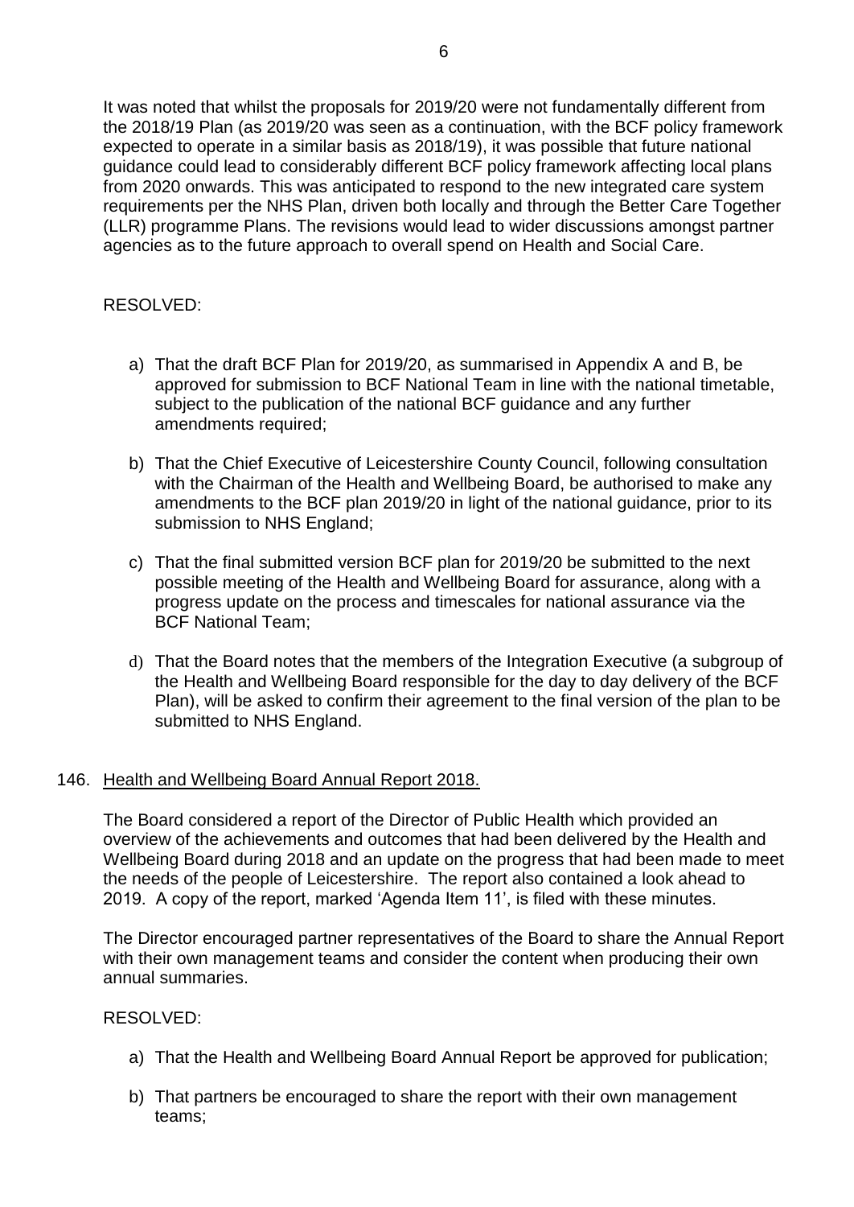It was noted that whilst the proposals for 2019/20 were not fundamentally different from the 2018/19 Plan (as 2019/20 was seen as a continuation, with the BCF policy framework expected to operate in a similar basis as 2018/19), it was possible that future national guidance could lead to considerably different BCF policy framework affecting local plans from 2020 onwards. This was anticipated to respond to the new integrated care system requirements per the NHS Plan, driven both locally and through the Better Care Together (LLR) programme Plans. The revisions would lead to wider discussions amongst partner agencies as to the future approach to overall spend on Health and Social Care.

RESOLVED:

a) That the draft BCF Plan for 2019/20, as summarised in Appendix A and B, be approved for submission to BCF National Team in line with the national timetable, subject to the publication of the national BCF guidance and any further amendments required;

b) That the Chief Executive of Leicestershire County Council, following consultation with the Chairman of the Health and Wellbeing Board, be authorised to make any amendments to the BCF plan 2019/20 in light of the national guidance, prior to its submission to NHS England;

c) That the final submitted version BCF plan for 2019/20 be submitted to the next possible meeting of the Health and Wellbeing Board for assurance, along with a progress update on the process and timescales for national assurance via the BCF National Team;

d) That the Board notes that the members of the Integration Executive (a subgroup of the Health and Wellbeing Board responsible for the day to day delivery of the BCF Plan), will be asked to confirm their agreement to the final version of the plan to be submitted to NHS England.

146. Health and Wellbeing Board Annual Report 2018.

The Board considered a report of the Director of Public Health which provided an overview of the achievements and outcomes that had been delivered by the Health and Wellbeing Board during 2018 and an update on the progress that had been made to meet the needs of the people of Leicestershire. The report also contained a look ahead to 2019. A copy of the report, marked 'Agenda Item 11', is filed with these minutes.

The Director encouraged partner representatives of the Board to share the Annual Report with their own management teams and consider the content when producing their own annual summaries.

RESOLVED:

a) That the Health and Wellbeing Board Annual Report be approved for publication;

b) That partners be encouraged to share the report with their own management teams;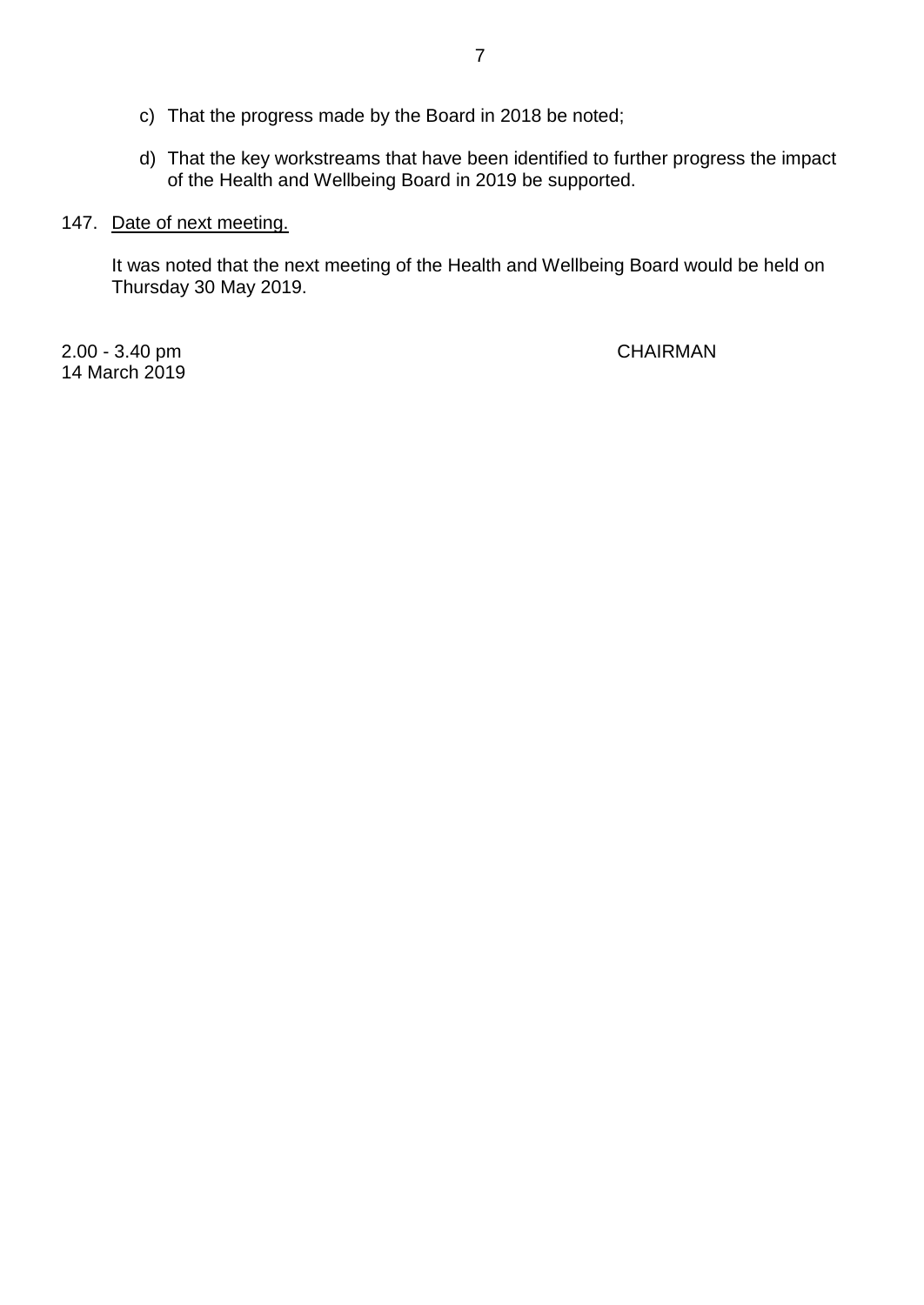c) That the progress made by the Board in 2018 be noted;

d) That the key workstreams that have been identified to further progress the impact of the Health and Wellbeing Board in 2019 be supported.

147. Date of next meeting.

It was noted that the next meeting of the Health and Wellbeing Board would be held on Thursday 30 May 2019.

2.00 - 3.40 pm
14 March 2019

CHAIRMAN